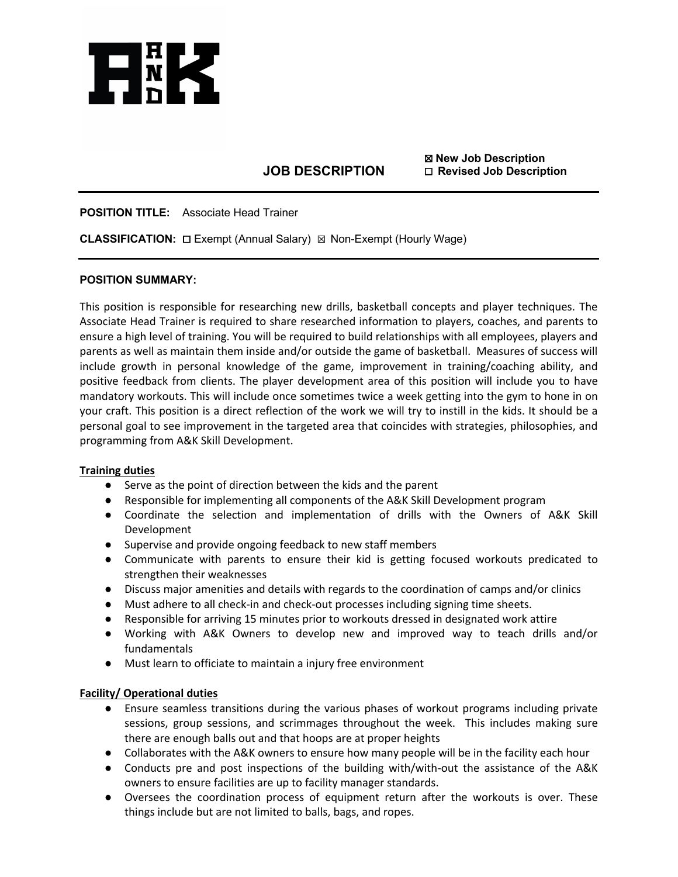A AND K

# JOB DESCRIPTION

☒ **New Job Description**
☐ **Revised Job Description**

---

**POSITION TITLE:** Associate Head Trainer

**CLASSIFICATION:** ☐ Exempt (Annual Salary) ☒ Non-Exempt (Hourly Wage)

---

**POSITION SUMMARY:**

This position is responsible for researching new drills, basketball concepts and player techniques. The Associate Head Trainer is required to share researched information to players, coaches, and parents to ensure a high level of training. You will be required to build relationships with all employees, players and parents as well as maintain them inside and/or outside the game of basketball. Measures of success will include growth in personal knowledge of the game, improvement in training/coaching ability, and positive feedback from clients. The player development area of this position will include you to have mandatory workouts. This will include once sometimes twice a week getting into the gym to hone in on your craft. This position is a direct reflection of the work we will try to instill in the kids. It should be a personal goal to see improvement in the targeted area that coincides with strategies, philosophies, and programming from A&K Skill Development.

**Training duties**

- Serve as the point of direction between the kids and the parent
- Responsible for implementing all components of the A&K Skill Development program
- Coordinate the selection and implementation of drills with the Owners of A&K Skill Development
- Supervise and provide ongoing feedback to new staff members
- Communicate with parents to ensure their kid is getting focused workouts predicated to strengthen their weaknesses
- Discuss major amenities and details with regards to the coordination of camps and/or clinics
- Must adhere to all check-in and check-out processes including signing time sheets.
- Responsible for arriving 15 minutes prior to workouts dressed in designated work attire
- Working with A&K Owners to develop new and improved way to teach drills and/or fundamentals
- Must learn to officiate to maintain a injury free environment

**Facility/ Operational duties**

- Ensure seamless transitions during the various phases of workout programs including private sessions, group sessions, and scrimmages throughout the week. This includes making sure there are enough balls out and that hoops are at proper heights
- Collaborates with the A&K owners to ensure how many people will be in the facility each hour
- Conducts pre and post inspections of the building with/with-out the assistance of the A&K owners to ensure facilities are up to facility manager standards.
- Oversees the coordination process of equipment return after the workouts is over. These things include but are not limited to balls, bags, and ropes.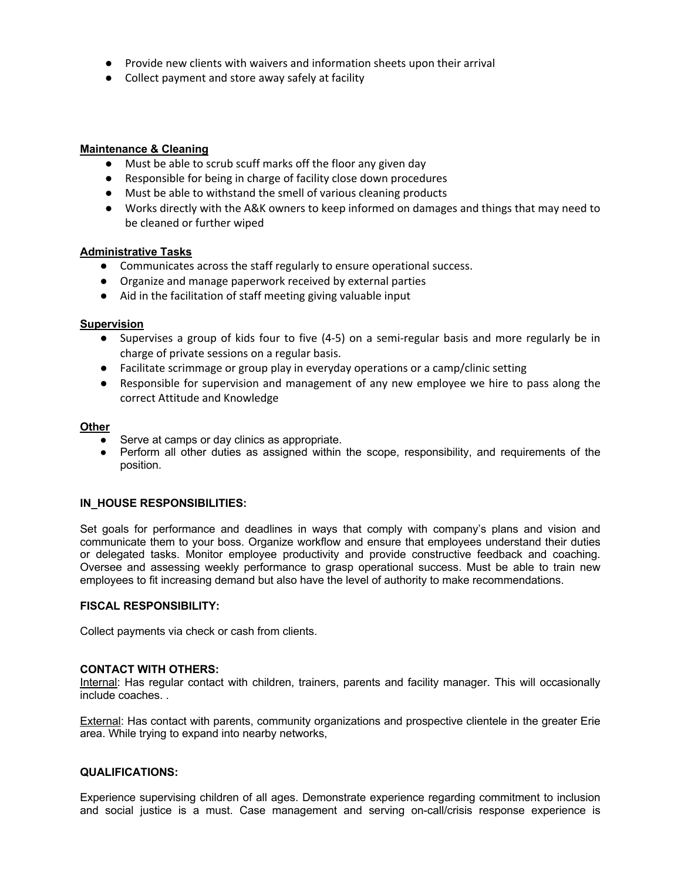- Provide new clients with waivers and information sheets upon their arrival
- Collect payment and store away safely at facility

**Maintenance & Cleaning**

- Must be able to scrub scuff marks off the floor any given day
- Responsible for being in charge of facility close down procedures
- Must be able to withstand the smell of various cleaning products
- Works directly with the A&K owners to keep informed on damages and things that may need to be cleaned or further wiped

**Administrative Tasks**

- Communicates across the staff regularly to ensure operational success.
- Organize and manage paperwork received by external parties
- Aid in the facilitation of staff meeting giving valuable input

**Supervision**

- Supervises a group of kids four to five (4-5) on a semi-regular basis and more regularly be in charge of private sessions on a regular basis.
- Facilitate scrimmage or group play in everyday operations or a camp/clinic setting
- Responsible for supervision and management of any new employee we hire to pass along the correct Attitude and Knowledge

**Other**

- Serve at camps or day clinics as appropriate.
- Perform all other duties as assigned within the scope, responsibility, and requirements of the position.

**IN_HOUSE RESPONSIBILITIES:**

Set goals for performance and deadlines in ways that comply with company's plans and vision and communicate them to your boss. Organize workflow and ensure that employees understand their duties or delegated tasks. Monitor employee productivity and provide constructive feedback and coaching. Oversee and assessing weekly performance to grasp operational success. Must be able to train new employees to fit increasing demand but also have the level of authority to make recommendations.

**FISCAL RESPONSIBILITY:**

Collect payments via check or cash from clients.

**CONTACT WITH OTHERS:**

Internal: Has regular contact with children, trainers, parents and facility manager. This will occasionally include coaches. .

External: Has contact with parents, community organizations and prospective clientele in the greater Erie area. While trying to expand into nearby networks,

**QUALIFICATIONS:**

Experience supervising children of all ages. Demonstrate experience regarding commitment to inclusion and social justice is a must. Case management and serving on-call/crisis response experience is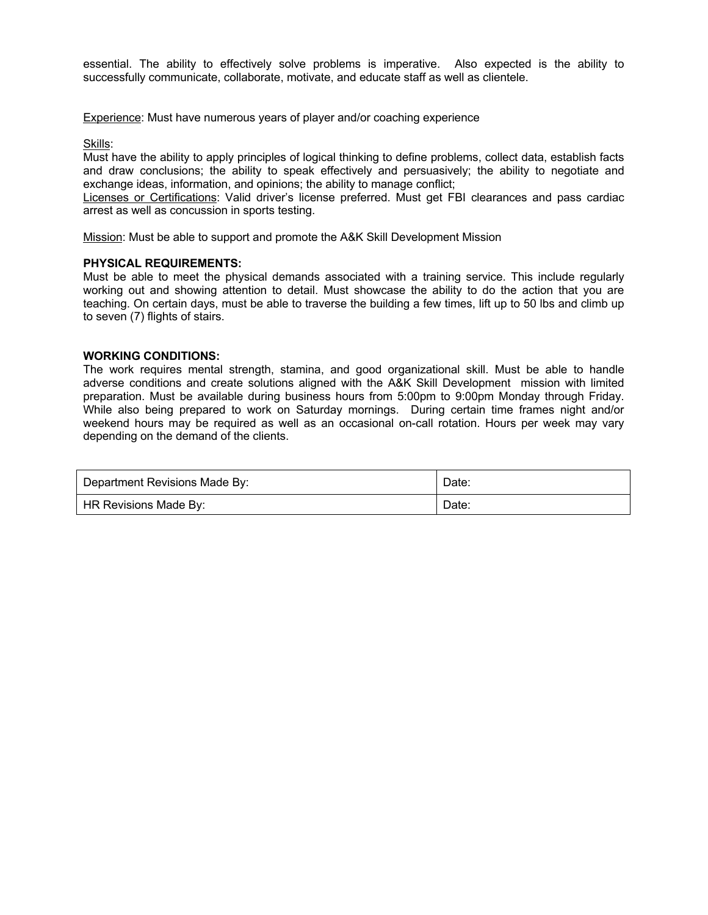essential. The ability to effectively solve problems is imperative. Also expected is the ability to successfully communicate, collaborate, motivate, and educate staff as well as clientele.

Experience: Must have numerous years of player and/or coaching experience

Skills:
Must have the ability to apply principles of logical thinking to define problems, collect data, establish facts and draw conclusions; the ability to speak effectively and persuasively; the ability to negotiate and exchange ideas, information, and opinions; the ability to manage conflict;
Licenses or Certifications: Valid driver's license preferred. Must get FBI clearances and pass cardiac arrest as well as concussion in sports testing.

Mission: Must be able to support and promote the A&K Skill Development Mission

**PHYSICAL REQUIREMENTS:**
Must be able to meet the physical demands associated with a training service. This include regularly working out and showing attention to detail. Must showcase the ability to do the action that you are teaching. On certain days, must be able to traverse the building a few times, lift up to 50 lbs and climb up to seven (7) flights of stairs.

**WORKING CONDITIONS:**
The work requires mental strength, stamina, and good organizational skill. Must be able to handle adverse conditions and create solutions aligned with the A&K Skill Development mission with limited preparation. Must be available during business hours from 5:00pm to 9:00pm Monday through Friday. While also being prepared to work on Saturday mornings. During certain time frames night and/or weekend hours may be required as well as an occasional on-call rotation. Hours per week may vary depending on the demand of the clients.

| | |
|---|---|
| Department Revisions Made By: | Date: |
| HR Revisions Made By: | Date: |